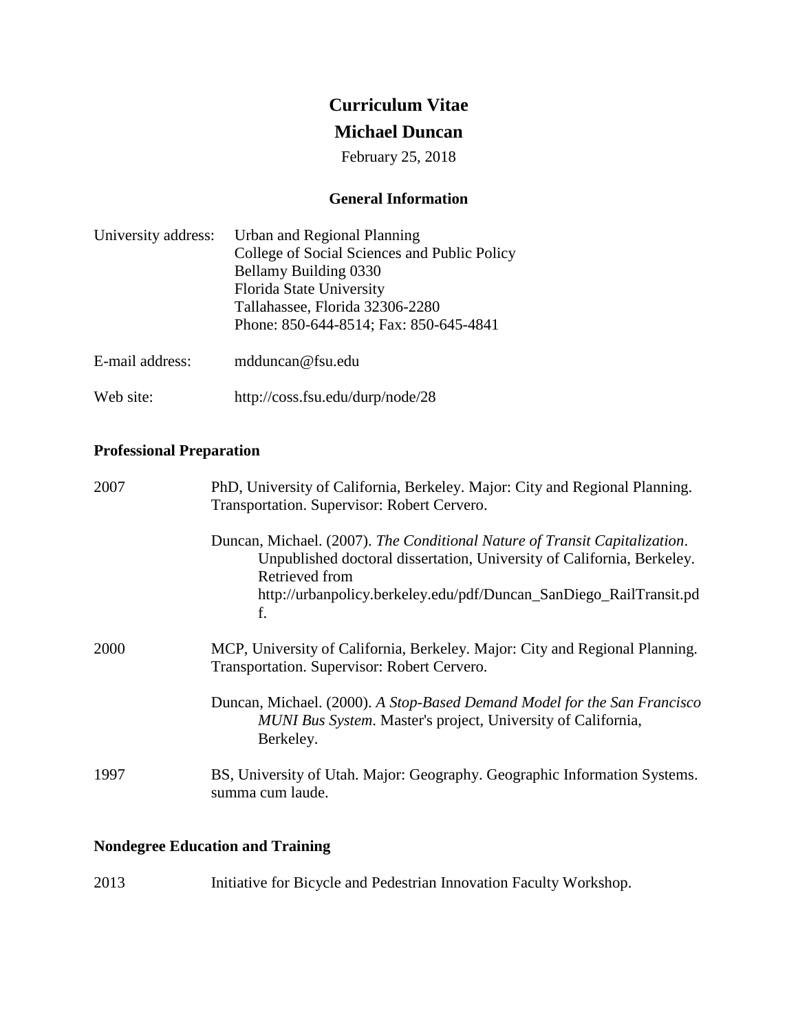# Curriculum Vitae

# Michael Duncan

February 25, 2018

## General Information

University address: Urban and Regional Planning
College of Social Sciences and Public Policy
Bellamy Building 0330
Florida State University
Tallahassee, Florida 32306-2280
Phone: 850-644-8514; Fax: 850-645-4841

E-mail address: mdduncan@fsu.edu

Web site: http://coss.fsu.edu/durp/node/28

## Professional Preparation

2007 PhD, University of California, Berkeley. Major: City and Regional Planning. Transportation. Supervisor: Robert Cervero.

Duncan, Michael. (2007). *The Conditional Nature of Transit Capitalization*. Unpublished doctoral dissertation, University of California, Berkeley. Retrieved from http://urbanpolicy.berkeley.edu/pdf/Duncan_SanDiego_RailTransit.pdf.

2000 MCP, University of California, Berkeley. Major: City and Regional Planning. Transportation. Supervisor: Robert Cervero.

Duncan, Michael. (2000). *A Stop-Based Demand Model for the San Francisco MUNI Bus System*. Master's project, University of California, Berkeley.

1997 BS, University of Utah. Major: Geography. Geographic Information Systems. summa cum laude.

## Nondegree Education and Training

2013 Initiative for Bicycle and Pedestrian Innovation Faculty Workshop.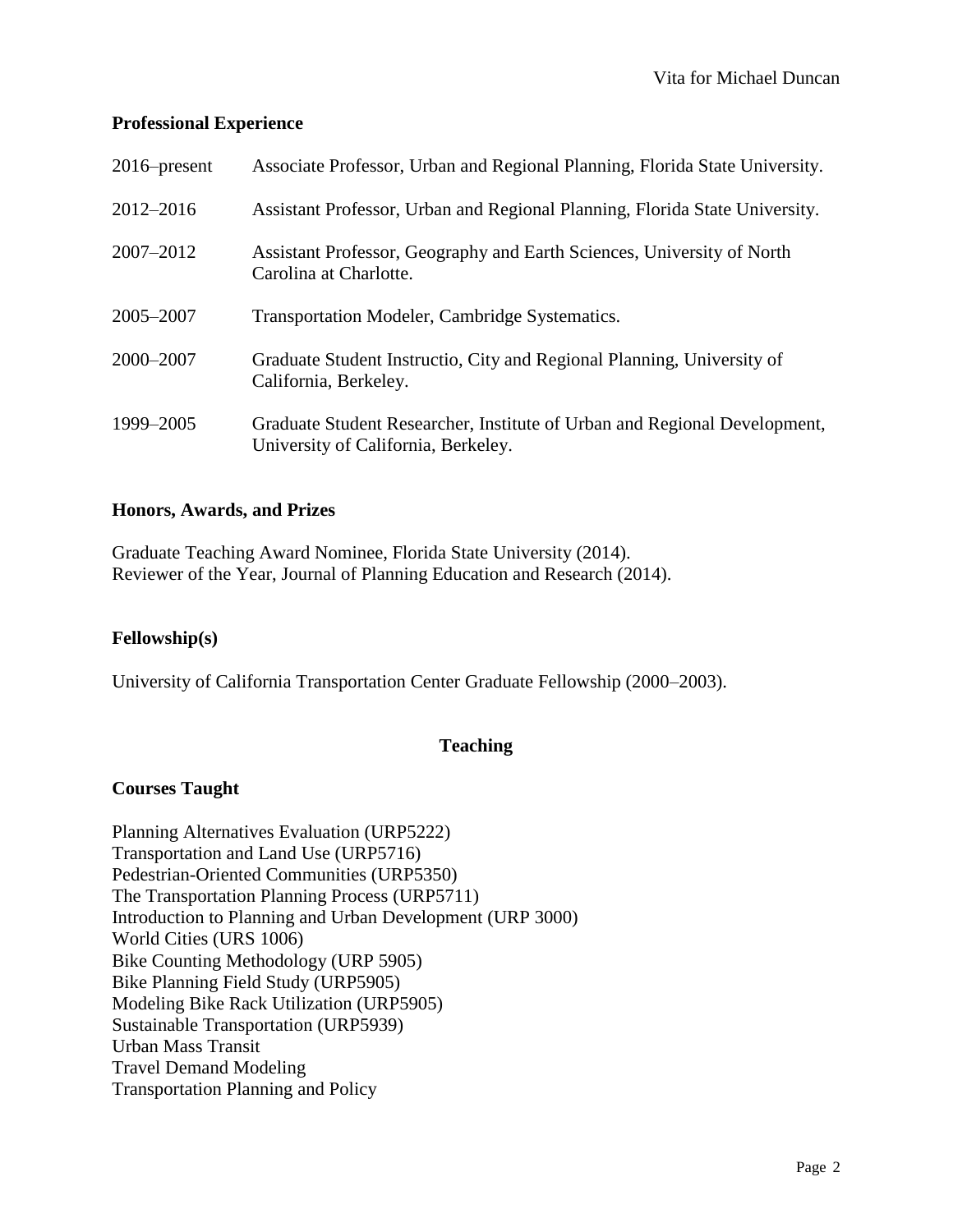## Professional Experience

| | |
|---|---|
| 2016–present | Associate Professor, Urban and Regional Planning, Florida State University. |
| 2012–2016 | Assistant Professor, Urban and Regional Planning, Florida State University. |
| 2007–2012 | Assistant Professor, Geography and Earth Sciences, University of North Carolina at Charlotte. |
| 2005–2007 | Transportation Modeler, Cambridge Systematics. |
| 2000–2007 | Graduate Student Instructio, City and Regional Planning, University of California, Berkeley. |
| 1999–2005 | Graduate Student Researcher, Institute of Urban and Regional Development, University of California, Berkeley. |

## Honors, Awards, and Prizes

Graduate Teaching Award Nominee, Florida State University (2014).
Reviewer of the Year, Journal of Planning Education and Research (2014).

## Fellowship(s)

University of California Transportation Center Graduate Fellowship (2000–2003).

# Teaching

## Courses Taught

Planning Alternatives Evaluation (URP5222)
Transportation and Land Use (URP5716)
Pedestrian-Oriented Communities (URP5350)
The Transportation Planning Process (URP5711)
Introduction to Planning and Urban Development (URP 3000)
World Cities (URS 1006)
Bike Counting Methodology (URP 5905)
Bike Planning Field Study (URP5905)
Modeling Bike Rack Utilization (URP5905)
Sustainable Transportation (URP5939)
Urban Mass Transit
Travel Demand Modeling
Transportation Planning and Policy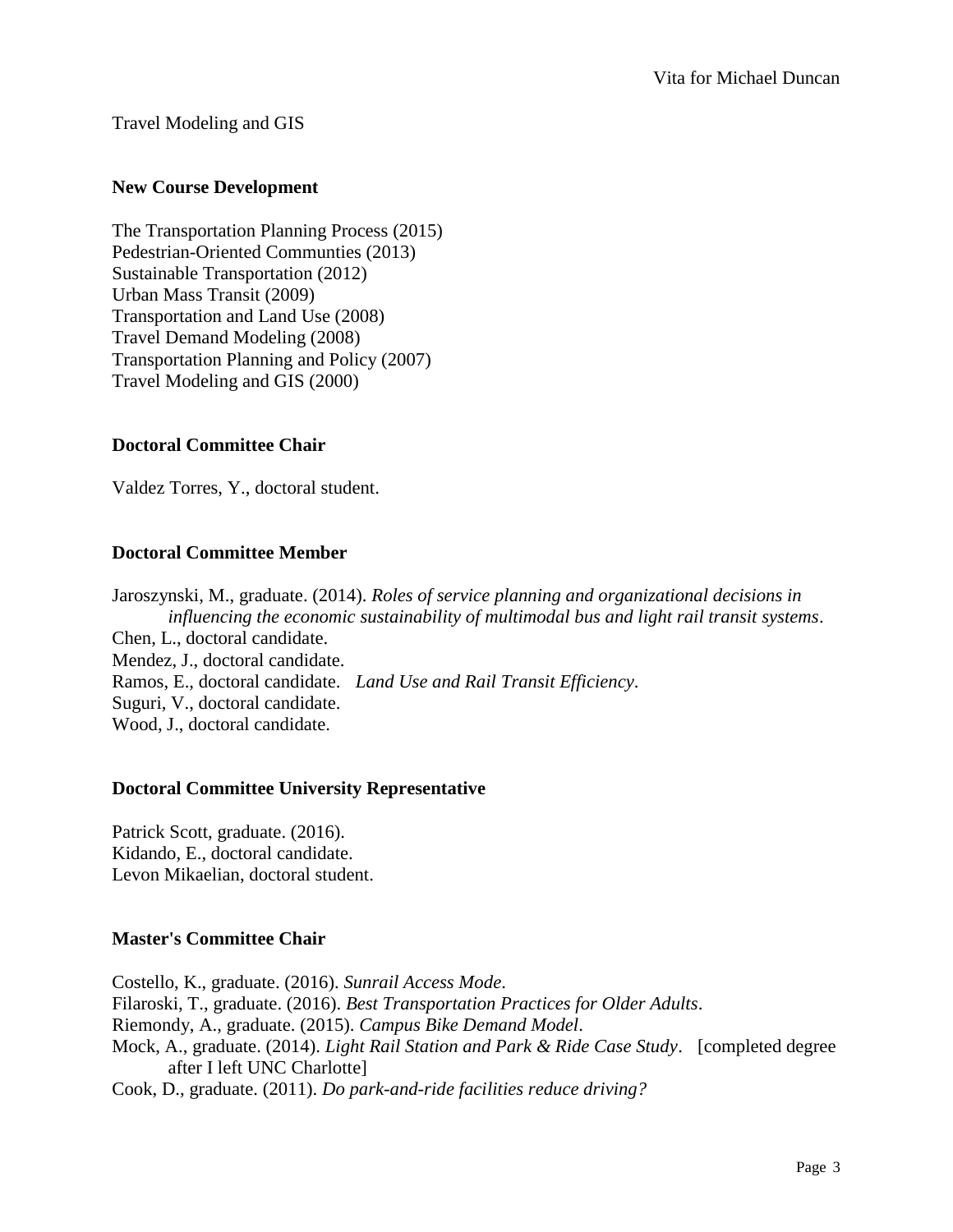Travel Modeling and GIS

**New Course Development**

The Transportation Planning Process (2015)
Pedestrian-Oriented Communties (2013)
Sustainable Transportation (2012)
Urban Mass Transit (2009)
Transportation and Land Use (2008)
Travel Demand Modeling (2008)
Transportation Planning and Policy (2007)
Travel Modeling and GIS (2000)

**Doctoral Committee Chair**

Valdez Torres, Y., doctoral student.

**Doctoral Committee Member**

Jaroszynski, M., graduate. (2014). *Roles of service planning and organizational decisions in influencing the economic sustainability of multimodal bus and light rail transit systems*.
Chen, L., doctoral candidate.
Mendez, J., doctoral candidate.
Ramos, E., doctoral candidate. *Land Use and Rail Transit Efficiency*.
Suguri, V., doctoral candidate.
Wood, J., doctoral candidate.

**Doctoral Committee University Representative**

Patrick Scott, graduate. (2016).
Kidando, E., doctoral candidate.
Levon Mikaelian, doctoral student.

**Master's Committee Chair**

Costello, K., graduate. (2016). *Sunrail Access Mode*.
Filaroski, T., graduate. (2016). *Best Transportation Practices for Older Adults*.
Riemondy, A., graduate. (2015). *Campus Bike Demand Model*.
Mock, A., graduate. (2014). *Light Rail Station and Park & Ride Case Study*. [completed degree after I left UNC Charlotte]
Cook, D., graduate. (2011). *Do park-and-ride facilities reduce driving?*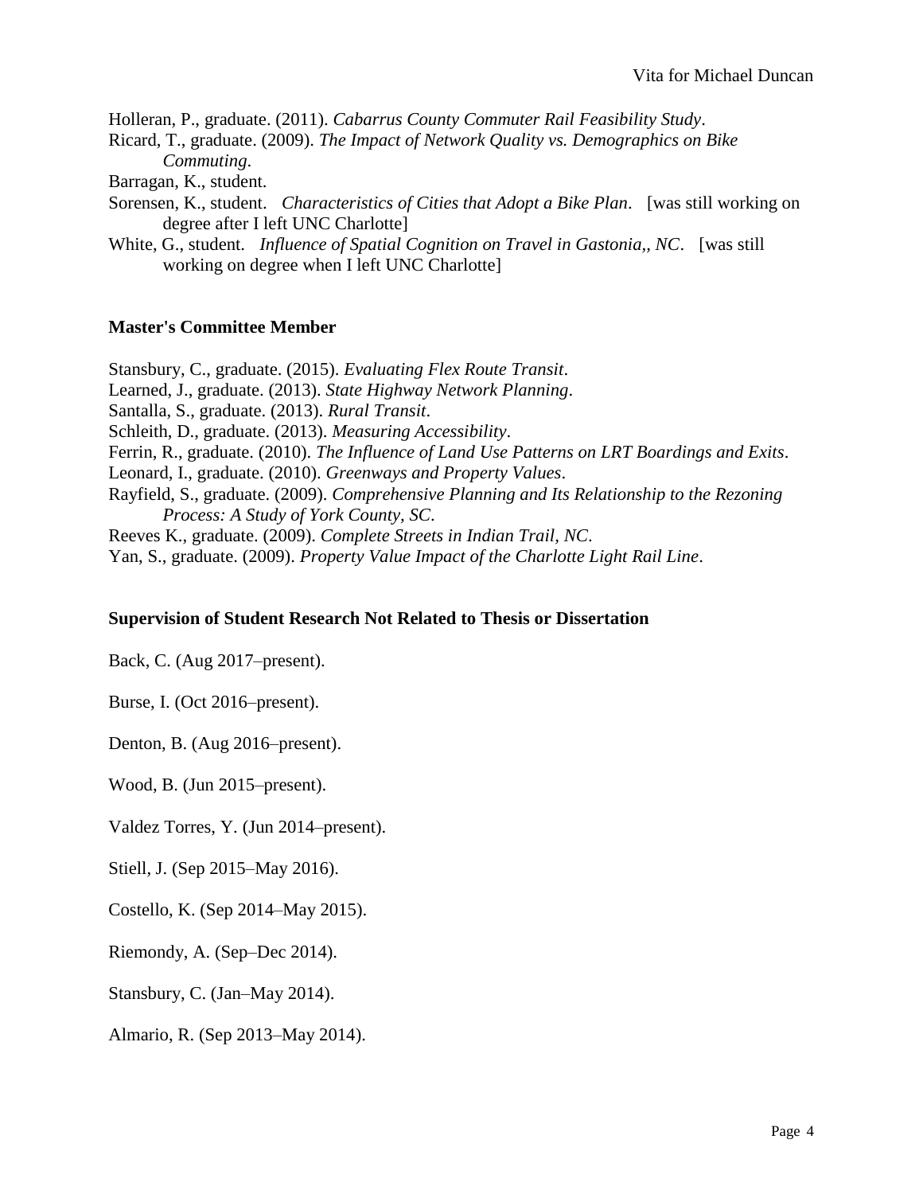Holleran, P., graduate. (2011). *Cabarrus County Commuter Rail Feasibility Study*.

Ricard, T., graduate. (2009). *The Impact of Network Quality vs. Demographics on Bike Commuting*.

Barragan, K., student.

Sorensen, K., student. *Characteristics of Cities that Adopt a Bike Plan*. [was still working on degree after I left UNC Charlotte]

White, G., student. *Influence of Spatial Cognition on Travel in Gastonia,, NC*. [was still working on degree when I left UNC Charlotte]

### Master's Committee Member

Stansbury, C., graduate. (2015). *Evaluating Flex Route Transit*.

Learned, J., graduate. (2013). *State Highway Network Planning*.

Santalla, S., graduate. (2013). *Rural Transit*.

Schleith, D., graduate. (2013). *Measuring Accessibility*.

Ferrin, R., graduate. (2010). *The Influence of Land Use Patterns on LRT Boardings and Exits*.

Leonard, I., graduate. (2010). *Greenways and Property Values*.

Rayfield, S., graduate. (2009). *Comprehensive Planning and Its Relationship to the Rezoning Process: A Study of York County, SC*.

Reeves K., graduate. (2009). *Complete Streets in Indian Trail, NC*.

Yan, S., graduate. (2009). *Property Value Impact of the Charlotte Light Rail Line*.

### Supervision of Student Research Not Related to Thesis or Dissertation

Back, C. (Aug 2017–present).

Burse, I. (Oct 2016–present).

Denton, B. (Aug 2016–present).

Wood, B. (Jun 2015–present).

Valdez Torres, Y. (Jun 2014–present).

Stiell, J. (Sep 2015–May 2016).

Costello, K. (Sep 2014–May 2015).

Riemondy, A. (Sep–Dec 2014).

Stansbury, C. (Jan–May 2014).

Almario, R. (Sep 2013–May 2014).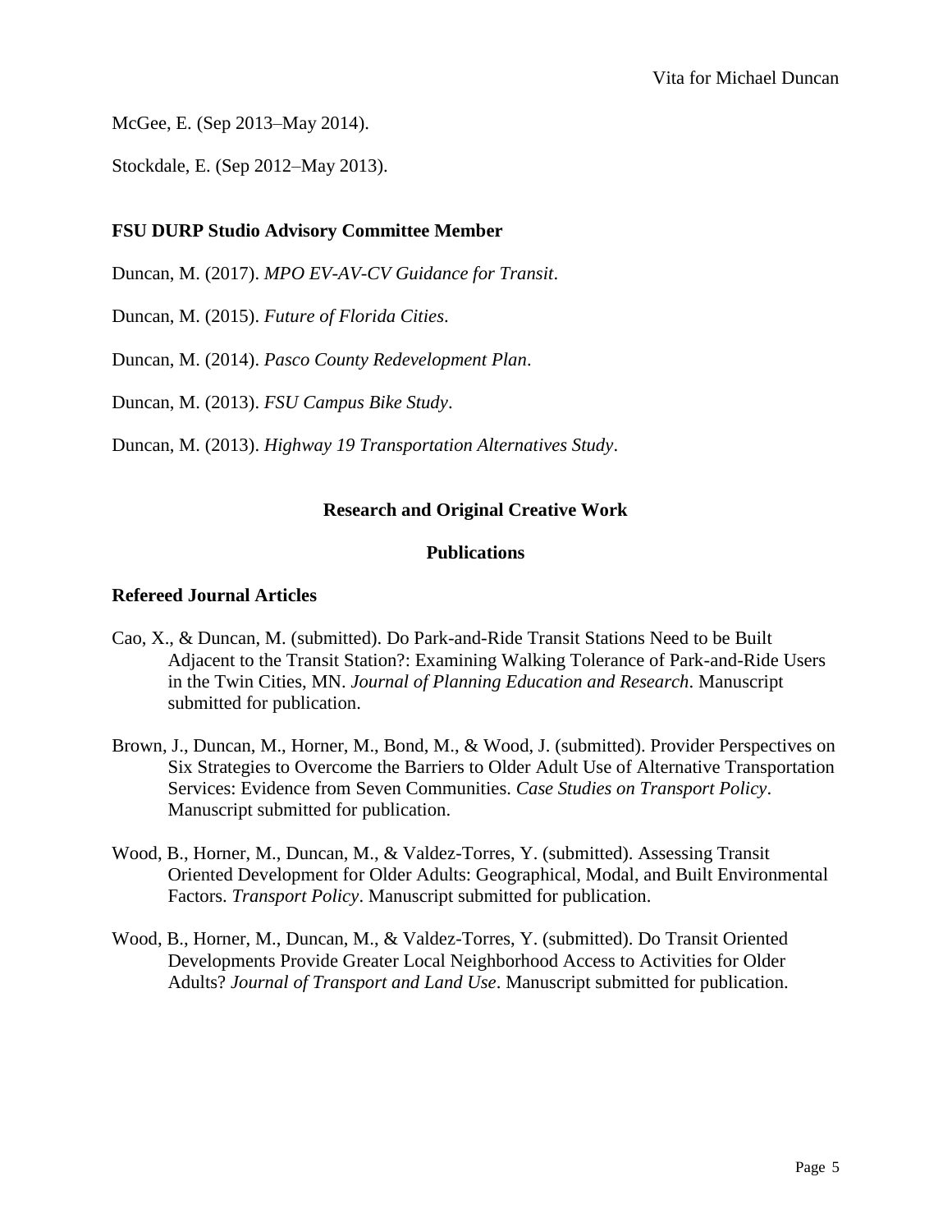McGee, E. (Sep 2013–May 2014).

Stockdale, E. (Sep 2012–May 2013).

**FSU DURP Studio Advisory Committee Member**

Duncan, M. (2017). *MPO EV-AV-CV Guidance for Transit*.

Duncan, M. (2015). *Future of Florida Cities*.

Duncan, M. (2014). *Pasco County Redevelopment Plan*.

Duncan, M. (2013). *FSU Campus Bike Study*.

Duncan, M. (2013). *Highway 19 Transportation Alternatives Study*.

## Research and Original Creative Work

### Publications

**Refereed Journal Articles**

Cao, X., & Duncan, M. (submitted). Do Park-and-Ride Transit Stations Need to be Built Adjacent to the Transit Station?: Examining Walking Tolerance of Park-and-Ride Users in the Twin Cities, MN. *Journal of Planning Education and Research*. Manuscript submitted for publication.

Brown, J., Duncan, M., Horner, M., Bond, M., & Wood, J. (submitted). Provider Perspectives on Six Strategies to Overcome the Barriers to Older Adult Use of Alternative Transportation Services: Evidence from Seven Communities. *Case Studies on Transport Policy*. Manuscript submitted for publication.

Wood, B., Horner, M., Duncan, M., & Valdez-Torres, Y. (submitted). Assessing Transit Oriented Development for Older Adults: Geographical, Modal, and Built Environmental Factors. *Transport Policy*. Manuscript submitted for publication.

Wood, B., Horner, M., Duncan, M., & Valdez-Torres, Y. (submitted). Do Transit Oriented Developments Provide Greater Local Neighborhood Access to Activities for Older Adults? *Journal of Transport and Land Use*. Manuscript submitted for publication.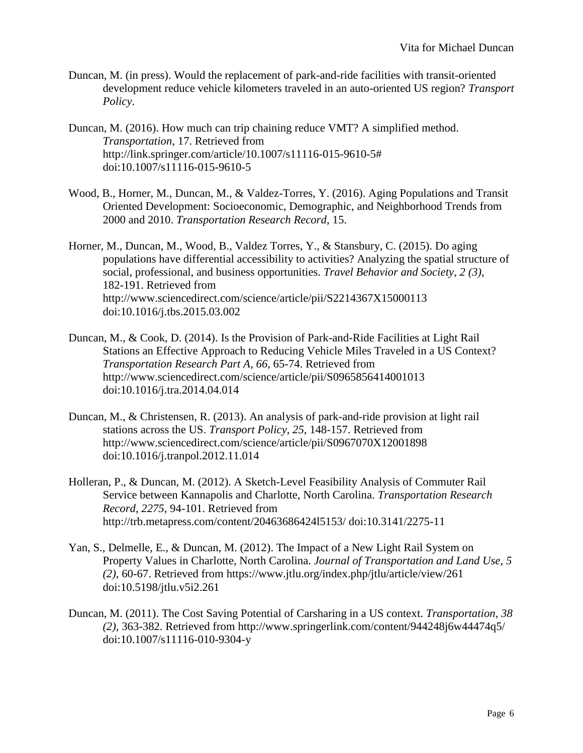Duncan, M. (in press). Would the replacement of park-and-ride facilities with transit-oriented development reduce vehicle kilometers traveled in an auto-oriented US region? *Transport Policy*.

Duncan, M. (2016). How much can trip chaining reduce VMT? A simplified method. *Transportation*, 17. Retrieved from http://link.springer.com/article/10.1007/s11116-015-9610-5# doi:10.1007/s11116-015-9610-5

Wood, B., Horner, M., Duncan, M., & Valdez-Torres, Y. (2016). Aging Populations and Transit Oriented Development: Socioeconomic, Demographic, and Neighborhood Trends from 2000 and 2010. *Transportation Research Record*, 15.

Horner, M., Duncan, M., Wood, B., Valdez Torres, Y., & Stansbury, C. (2015). Do aging populations have differential accessibility to activities? Analyzing the spatial structure of social, professional, and business opportunities. *Travel Behavior and Society*, *2 (3)*, 182-191. Retrieved from http://www.sciencedirect.com/science/article/pii/S2214367X15000113 doi:10.1016/j.tbs.2015.03.002

Duncan, M., & Cook, D. (2014). Is the Provision of Park-and-Ride Facilities at Light Rail Stations an Effective Approach to Reducing Vehicle Miles Traveled in a US Context? *Transportation Research Part A*, *66*, 65-74. Retrieved from http://www.sciencedirect.com/science/article/pii/S0965856414001013 doi:10.1016/j.tra.2014.04.014

Duncan, M., & Christensen, R. (2013). An analysis of park-and-ride provision at light rail stations across the US. *Transport Policy*, *25*, 148-157. Retrieved from http://www.sciencedirect.com/science/article/pii/S0967070X12001898 doi:10.1016/j.tranpol.2012.11.014

Holleran, P., & Duncan, M. (2012). A Sketch-Level Feasibility Analysis of Commuter Rail Service between Kannapolis and Charlotte, North Carolina. *Transportation Research Record*, *2275*, 94-101. Retrieved from http://trb.metapress.com/content/20463686424l5153/ doi:10.3141/2275-11

Yan, S., Delmelle, E., & Duncan, M. (2012). The Impact of a New Light Rail System on Property Values in Charlotte, North Carolina. *Journal of Transportation and Land Use*, *5 (2)*, 60-67. Retrieved from https://www.jtlu.org/index.php/jtlu/article/view/261 doi:10.5198/jtlu.v5i2.261

Duncan, M. (2011). The Cost Saving Potential of Carsharing in a US context. *Transportation*, *38 (2)*, 363-382. Retrieved from http://www.springerlink.com/content/944248j6w44474q5/ doi:10.1007/s11116-010-9304-y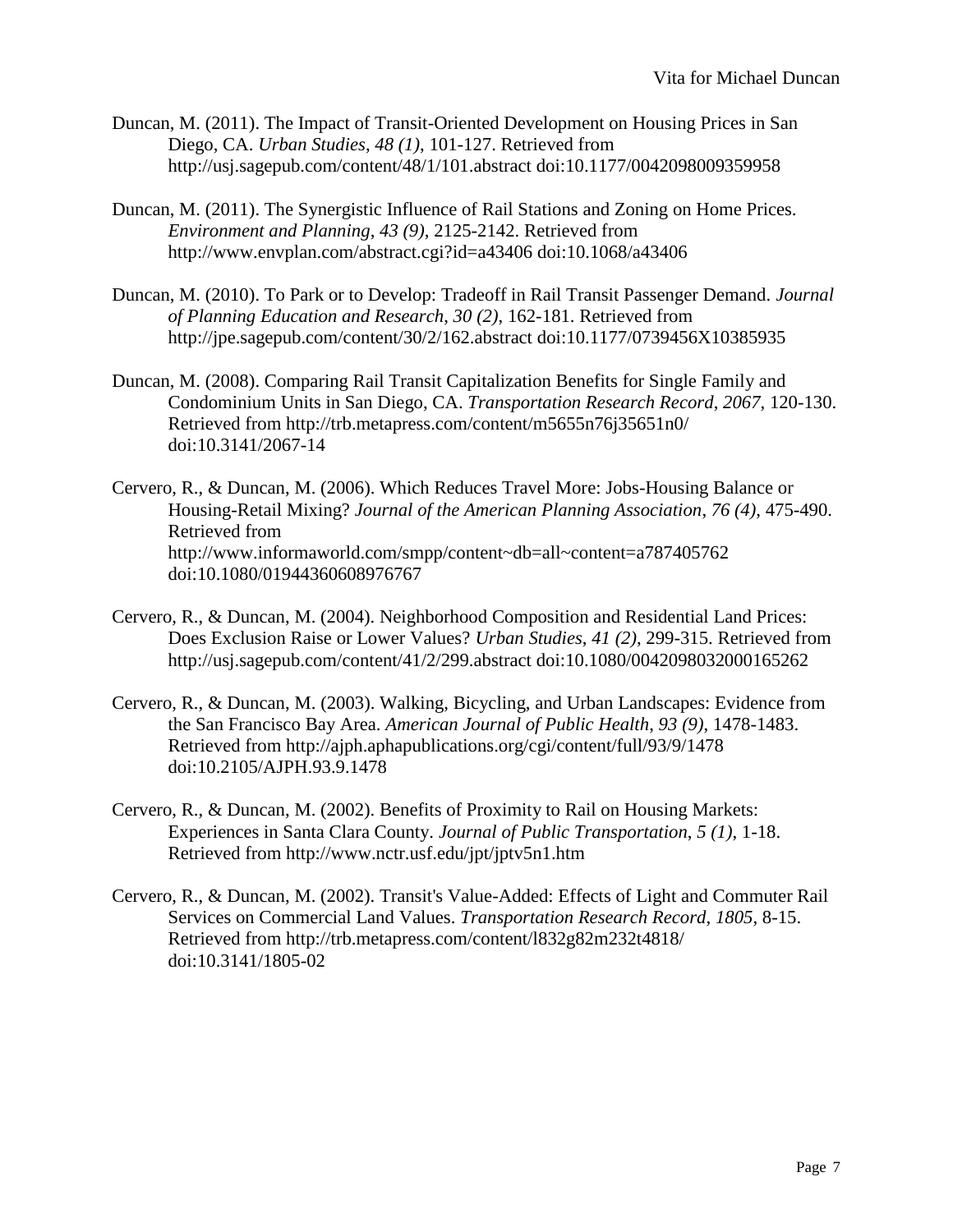Duncan, M. (2011). The Impact of Transit-Oriented Development on Housing Prices in San Diego, CA. *Urban Studies*, *48 (1)*, 101-127. Retrieved from http://usj.sagepub.com/content/48/1/101.abstract doi:10.1177/0042098009359958

Duncan, M. (2011). The Synergistic Influence of Rail Stations and Zoning on Home Prices. *Environment and Planning*, *43 (9)*, 2125-2142. Retrieved from http://www.envplan.com/abstract.cgi?id=a43406 doi:10.1068/a43406

Duncan, M. (2010). To Park or to Develop: Tradeoff in Rail Transit Passenger Demand. *Journal of Planning Education and Research*, *30 (2)*, 162-181. Retrieved from http://jpe.sagepub.com/content/30/2/162.abstract doi:10.1177/0739456X10385935

Duncan, M. (2008). Comparing Rail Transit Capitalization Benefits for Single Family and Condominium Units in San Diego, CA. *Transportation Research Record*, *2067*, 120-130. Retrieved from http://trb.metapress.com/content/m5655n76j35651n0/ doi:10.3141/2067-14

Cervero, R., & Duncan, M. (2006). Which Reduces Travel More: Jobs-Housing Balance or Housing-Retail Mixing? *Journal of the American Planning Association*, *76 (4)*, 475-490. Retrieved from http://www.informaworld.com/smpp/content~db=all~content=a787405762 doi:10.1080/01944360608976767

Cervero, R., & Duncan, M. (2004). Neighborhood Composition and Residential Land Prices: Does Exclusion Raise or Lower Values? *Urban Studies*, *41 (2)*, 299-315. Retrieved from http://usj.sagepub.com/content/41/2/299.abstract doi:10.1080/0042098032000165262

Cervero, R., & Duncan, M. (2003). Walking, Bicycling, and Urban Landscapes: Evidence from the San Francisco Bay Area. *American Journal of Public Health*, *93 (9)*, 1478-1483. Retrieved from http://ajph.aphapublications.org/cgi/content/full/93/9/1478 doi:10.2105/AJPH.93.9.1478

Cervero, R., & Duncan, M. (2002). Benefits of Proximity to Rail on Housing Markets: Experiences in Santa Clara County. *Journal of Public Transportation*, *5 (1)*, 1-18. Retrieved from http://www.nctr.usf.edu/jpt/jptv5n1.htm

Cervero, R., & Duncan, M. (2002). Transit's Value-Added: Effects of Light and Commuter Rail Services on Commercial Land Values. *Transportation Research Record*, *1805*, 8-15. Retrieved from http://trb.metapress.com/content/l832g82m232t4818/ doi:10.3141/1805-02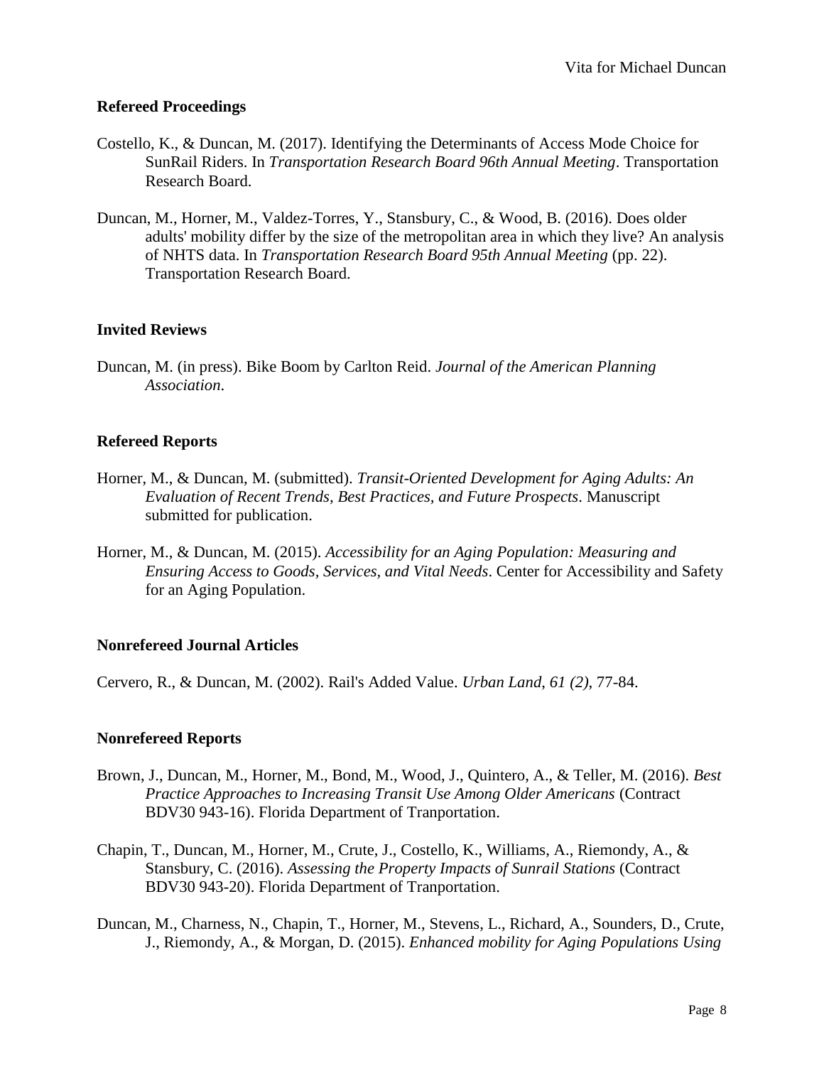### Refereed Proceedings

Costello, K., & Duncan, M. (2017). Identifying the Determinants of Access Mode Choice for SunRail Riders. In *Transportation Research Board 96th Annual Meeting*. Transportation Research Board.

Duncan, M., Horner, M., Valdez-Torres, Y., Stansbury, C., & Wood, B. (2016). Does older adults' mobility differ by the size of the metropolitan area in which they live? An analysis of NHTS data. In *Transportation Research Board 95th Annual Meeting* (pp. 22). Transportation Research Board.

### Invited Reviews

Duncan, M. (in press). Bike Boom by Carlton Reid. *Journal of the American Planning Association*.

### Refereed Reports

Horner, M., & Duncan, M. (submitted). *Transit-Oriented Development for Aging Adults: An Evaluation of Recent Trends, Best Practices, and Future Prospects*. Manuscript submitted for publication.

Horner, M., & Duncan, M. (2015). *Accessibility for an Aging Population: Measuring and Ensuring Access to Goods, Services, and Vital Needs*. Center for Accessibility and Safety for an Aging Population.

### Nonrefereed Journal Articles

Cervero, R., & Duncan, M. (2002). Rail's Added Value. *Urban Land*, *61 (2)*, 77-84.

### Nonrefereed Reports

Brown, J., Duncan, M., Horner, M., Bond, M., Wood, J., Quintero, A., & Teller, M. (2016). *Best Practice Approaches to Increasing Transit Use Among Older Americans* (Contract BDV30 943-16). Florida Department of Tranportation.

Chapin, T., Duncan, M., Horner, M., Crute, J., Costello, K., Williams, A., Riemondy, A., & Stansbury, C. (2016). *Assessing the Property Impacts of Sunrail Stations* (Contract BDV30 943-20). Florida Department of Tranportation.

Duncan, M., Charness, N., Chapin, T., Horner, M., Stevens, L., Richard, A., Sounders, D., Crute, J., Riemondy, A., & Morgan, D. (2015). *Enhanced mobility for Aging Populations Using*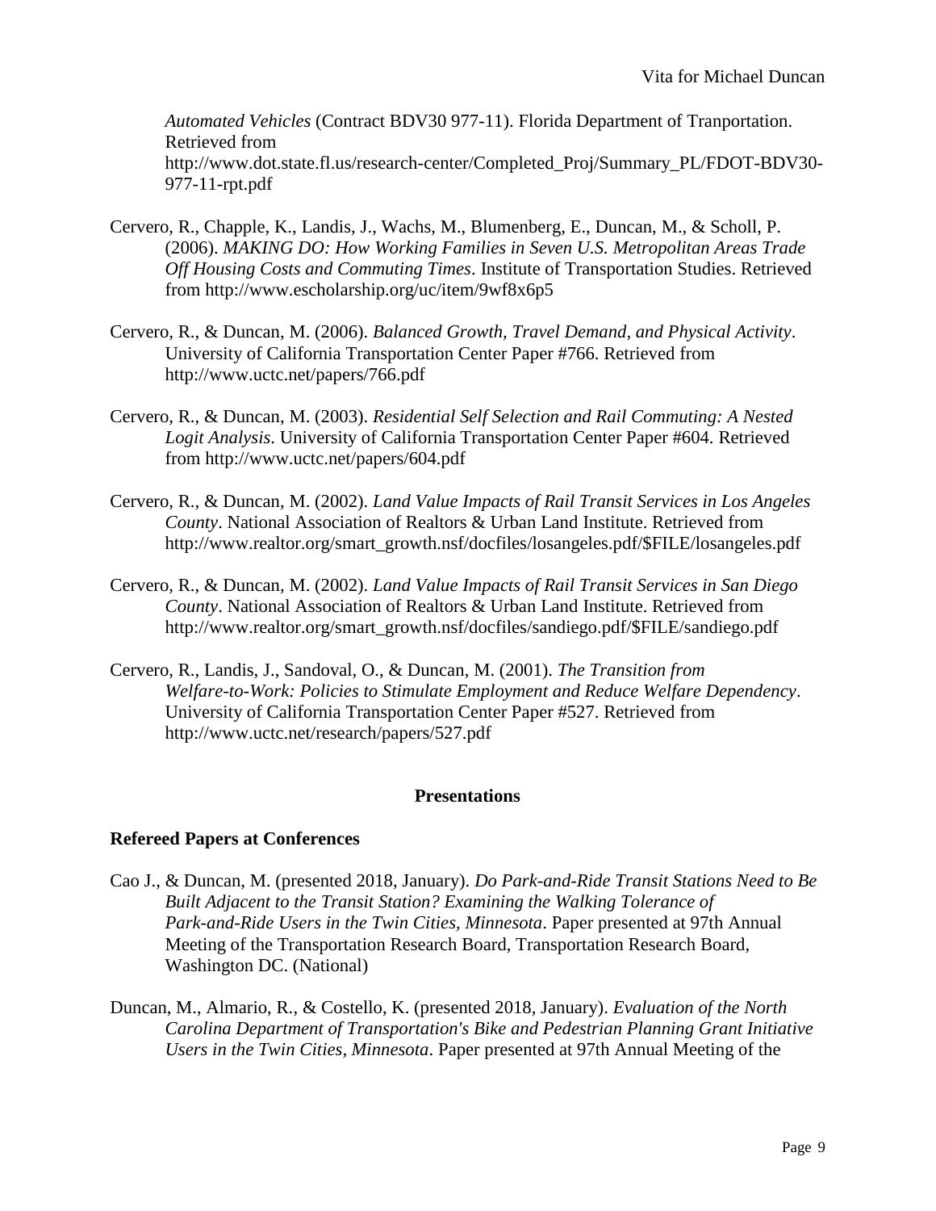*Automated Vehicles* (Contract BDV30 977-11). Florida Department of Tranportation. Retrieved from http://www.dot.state.fl.us/research-center/Completed_Proj/Summary_PL/FDOT-BDV30-977-11-rpt.pdf

Cervero, R., Chapple, K., Landis, J., Wachs, M., Blumenberg, E., Duncan, M., & Scholl, P. (2006). *MAKING DO: How Working Families in Seven U.S. Metropolitan Areas Trade Off Housing Costs and Commuting Times*. Institute of Transportation Studies. Retrieved from http://www.escholarship.org/uc/item/9wf8x6p5

Cervero, R., & Duncan, M. (2006). *Balanced Growth, Travel Demand, and Physical Activity*. University of California Transportation Center Paper #766. Retrieved from http://www.uctc.net/papers/766.pdf

Cervero, R., & Duncan, M. (2003). *Residential Self Selection and Rail Commuting: A Nested Logit Analysis*. University of California Transportation Center Paper #604. Retrieved from http://www.uctc.net/papers/604.pdf

Cervero, R., & Duncan, M. (2002). *Land Value Impacts of Rail Transit Services in Los Angeles County*. National Association of Realtors & Urban Land Institute. Retrieved from http://www.realtor.org/smart_growth.nsf/docfiles/losangeles.pdf/$FILE/losangeles.pdf

Cervero, R., & Duncan, M. (2002). *Land Value Impacts of Rail Transit Services in San Diego County*. National Association of Realtors & Urban Land Institute. Retrieved from http://www.realtor.org/smart_growth.nsf/docfiles/sandiego.pdf/$FILE/sandiego.pdf

Cervero, R., Landis, J., Sandoval, O., & Duncan, M. (2001). *The Transition from Welfare-to-Work: Policies to Stimulate Employment and Reduce Welfare Dependency*. University of California Transportation Center Paper #527. Retrieved from http://www.uctc.net/research/papers/527.pdf

## Presentations

### Refereed Papers at Conferences

Cao J., & Duncan, M. (presented 2018, January). *Do Park-and-Ride Transit Stations Need to Be Built Adjacent to the Transit Station? Examining the Walking Tolerance of Park-and-Ride Users in the Twin Cities, Minnesota*. Paper presented at 97th Annual Meeting of the Transportation Research Board, Transportation Research Board, Washington DC. (National)

Duncan, M., Almario, R., & Costello, K. (presented 2018, January). *Evaluation of the North Carolina Department of Transportation's Bike and Pedestrian Planning Grant Initiative Users in the Twin Cities, Minnesota*. Paper presented at 97th Annual Meeting of the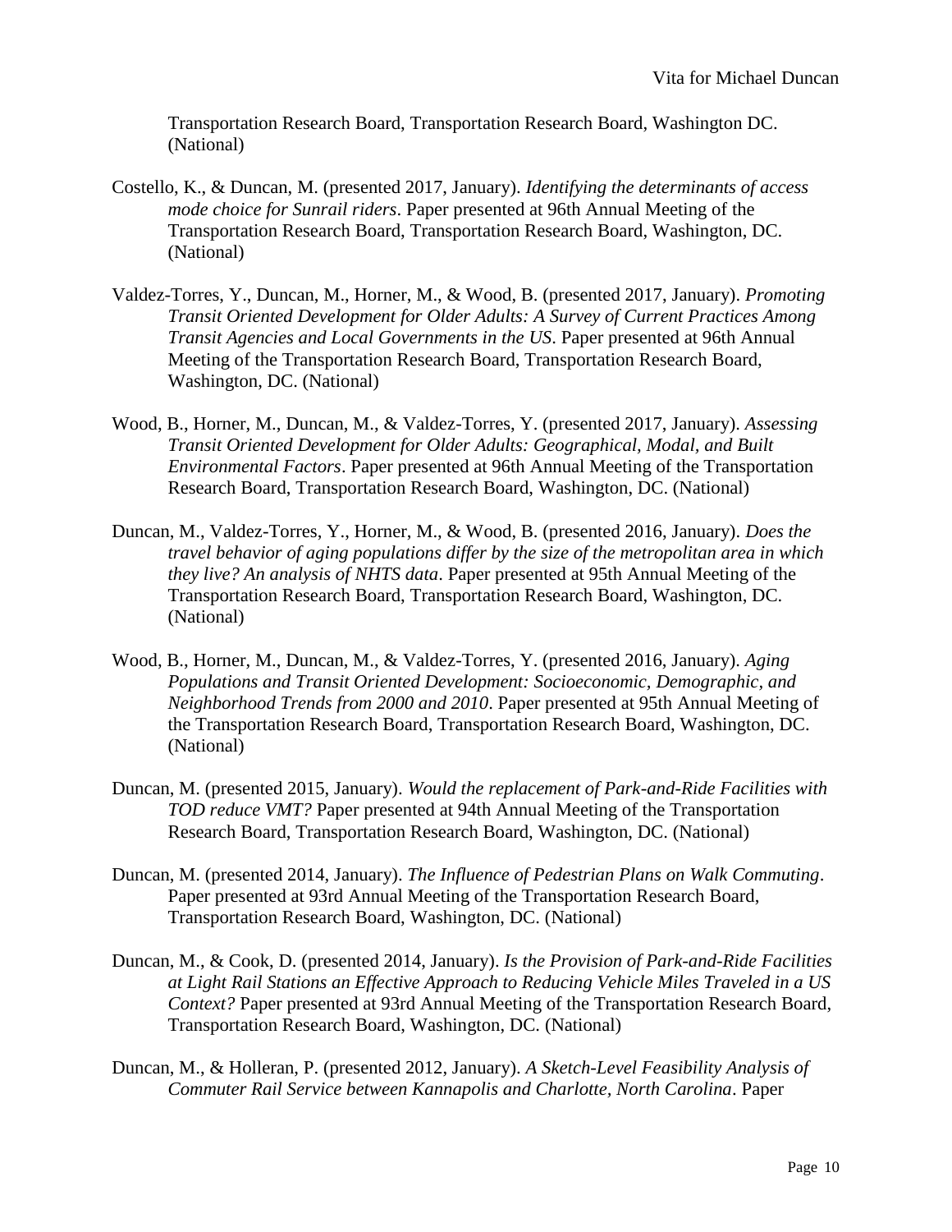Transportation Research Board, Transportation Research Board, Washington DC. (National)

Costello, K., & Duncan, M. (presented 2017, January). *Identifying the determinants of access mode choice for Sunrail riders*. Paper presented at 96th Annual Meeting of the Transportation Research Board, Transportation Research Board, Washington, DC. (National)

Valdez-Torres, Y., Duncan, M., Horner, M., & Wood, B. (presented 2017, January). *Promoting Transit Oriented Development for Older Adults: A Survey of Current Practices Among Transit Agencies and Local Governments in the US*. Paper presented at 96th Annual Meeting of the Transportation Research Board, Transportation Research Board, Washington, DC. (National)

Wood, B., Horner, M., Duncan, M., & Valdez-Torres, Y. (presented 2017, January). *Assessing Transit Oriented Development for Older Adults: Geographical, Modal, and Built Environmental Factors*. Paper presented at 96th Annual Meeting of the Transportation Research Board, Transportation Research Board, Washington, DC. (National)

Duncan, M., Valdez-Torres, Y., Horner, M., & Wood, B. (presented 2016, January). *Does the travel behavior of aging populations differ by the size of the metropolitan area in which they live? An analysis of NHTS data*. Paper presented at 95th Annual Meeting of the Transportation Research Board, Transportation Research Board, Washington, DC. (National)

Wood, B., Horner, M., Duncan, M., & Valdez-Torres, Y. (presented 2016, January). *Aging Populations and Transit Oriented Development: Socioeconomic, Demographic, and Neighborhood Trends from 2000 and 2010*. Paper presented at 95th Annual Meeting of the Transportation Research Board, Transportation Research Board, Washington, DC. (National)

Duncan, M. (presented 2015, January). *Would the replacement of Park-and-Ride Facilities with TOD reduce VMT?* Paper presented at 94th Annual Meeting of the Transportation Research Board, Transportation Research Board, Washington, DC. (National)

Duncan, M. (presented 2014, January). *The Influence of Pedestrian Plans on Walk Commuting*. Paper presented at 93rd Annual Meeting of the Transportation Research Board, Transportation Research Board, Washington, DC. (National)

Duncan, M., & Cook, D. (presented 2014, January). *Is the Provision of Park-and-Ride Facilities at Light Rail Stations an Effective Approach to Reducing Vehicle Miles Traveled in a US Context?* Paper presented at 93rd Annual Meeting of the Transportation Research Board, Transportation Research Board, Washington, DC. (National)

Duncan, M., & Holleran, P. (presented 2012, January). *A Sketch-Level Feasibility Analysis of Commuter Rail Service between Kannapolis and Charlotte, North Carolina*. Paper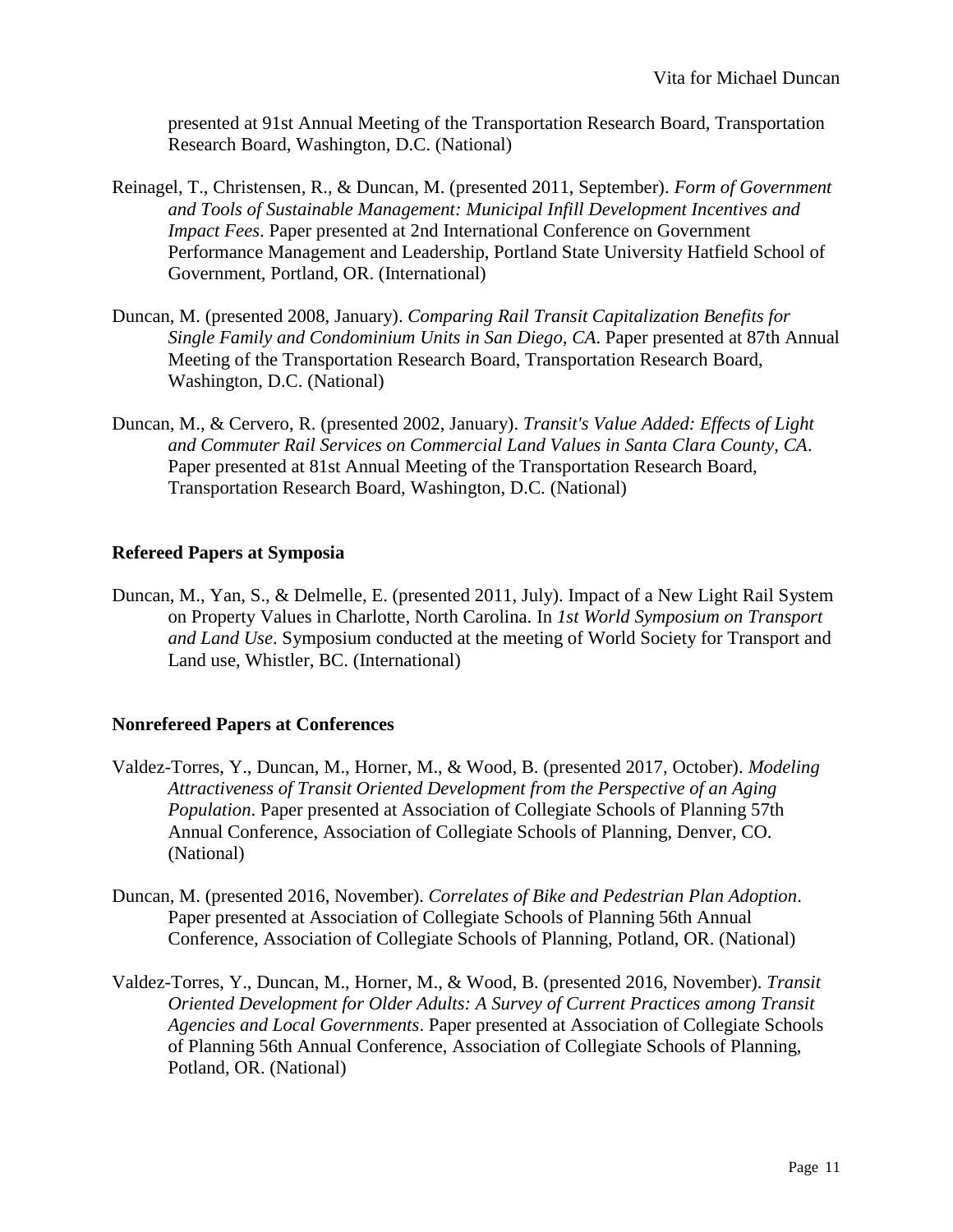presented at 91st Annual Meeting of the Transportation Research Board, Transportation Research Board, Washington, D.C. (National)

Reinagel, T., Christensen, R., & Duncan, M. (presented 2011, September). *Form of Government and Tools of Sustainable Management: Municipal Infill Development Incentives and Impact Fees*. Paper presented at 2nd International Conference on Government Performance Management and Leadership, Portland State University Hatfield School of Government, Portland, OR. (International)

Duncan, M. (presented 2008, January). *Comparing Rail Transit Capitalization Benefits for Single Family and Condominium Units in San Diego, CA*. Paper presented at 87th Annual Meeting of the Transportation Research Board, Transportation Research Board, Washington, D.C. (National)

Duncan, M., & Cervero, R. (presented 2002, January). *Transit's Value Added: Effects of Light and Commuter Rail Services on Commercial Land Values in Santa Clara County, CA*. Paper presented at 81st Annual Meeting of the Transportation Research Board, Transportation Research Board, Washington, D.C. (National)

**Refereed Papers at Symposia**

Duncan, M., Yan, S., & Delmelle, E. (presented 2011, July). Impact of a New Light Rail System on Property Values in Charlotte, North Carolina. In *1st World Symposium on Transport and Land Use*. Symposium conducted at the meeting of World Society for Transport and Land use, Whistler, BC. (International)

**Nonrefereed Papers at Conferences**

Valdez-Torres, Y., Duncan, M., Horner, M., & Wood, B. (presented 2017, October). *Modeling Attractiveness of Transit Oriented Development from the Perspective of an Aging Population*. Paper presented at Association of Collegiate Schools of Planning 57th Annual Conference, Association of Collegiate Schools of Planning, Denver, CO. (National)

Duncan, M. (presented 2016, November). *Correlates of Bike and Pedestrian Plan Adoption*. Paper presented at Association of Collegiate Schools of Planning 56th Annual Conference, Association of Collegiate Schools of Planning, Potland, OR. (National)

Valdez-Torres, Y., Duncan, M., Horner, M., & Wood, B. (presented 2016, November). *Transit Oriented Development for Older Adults: A Survey of Current Practices among Transit Agencies and Local Governments*. Paper presented at Association of Collegiate Schools of Planning 56th Annual Conference, Association of Collegiate Schools of Planning, Potland, OR. (National)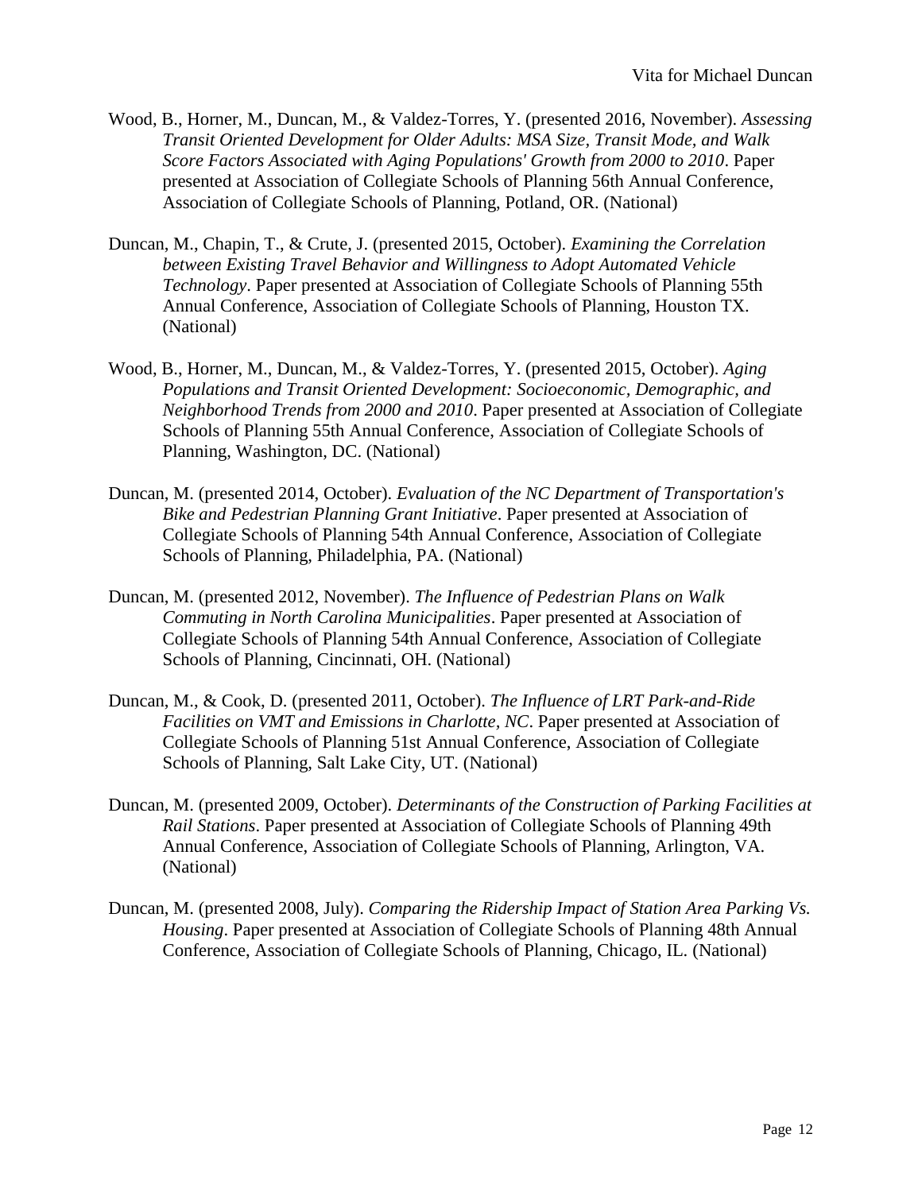Wood, B., Horner, M., Duncan, M., & Valdez-Torres, Y. (presented 2016, November). *Assessing Transit Oriented Development for Older Adults: MSA Size, Transit Mode, and Walk Score Factors Associated with Aging Populations' Growth from 2000 to 2010*. Paper presented at Association of Collegiate Schools of Planning 56th Annual Conference, Association of Collegiate Schools of Planning, Potland, OR. (National)

Duncan, M., Chapin, T., & Crute, J. (presented 2015, October). *Examining the Correlation between Existing Travel Behavior and Willingness to Adopt Automated Vehicle Technology*. Paper presented at Association of Collegiate Schools of Planning 55th Annual Conference, Association of Collegiate Schools of Planning, Houston TX. (National)

Wood, B., Horner, M., Duncan, M., & Valdez-Torres, Y. (presented 2015, October). *Aging Populations and Transit Oriented Development: Socioeconomic, Demographic, and Neighborhood Trends from 2000 and 2010*. Paper presented at Association of Collegiate Schools of Planning 55th Annual Conference, Association of Collegiate Schools of Planning, Washington, DC. (National)

Duncan, M. (presented 2014, October). *Evaluation of the NC Department of Transportation's Bike and Pedestrian Planning Grant Initiative*. Paper presented at Association of Collegiate Schools of Planning 54th Annual Conference, Association of Collegiate Schools of Planning, Philadelphia, PA. (National)

Duncan, M. (presented 2012, November). *The Influence of Pedestrian Plans on Walk Commuting in North Carolina Municipalities*. Paper presented at Association of Collegiate Schools of Planning 54th Annual Conference, Association of Collegiate Schools of Planning, Cincinnati, OH. (National)

Duncan, M., & Cook, D. (presented 2011, October). *The Influence of LRT Park-and-Ride Facilities on VMT and Emissions in Charlotte, NC*. Paper presented at Association of Collegiate Schools of Planning 51st Annual Conference, Association of Collegiate Schools of Planning, Salt Lake City, UT. (National)

Duncan, M. (presented 2009, October). *Determinants of the Construction of Parking Facilities at Rail Stations*. Paper presented at Association of Collegiate Schools of Planning 49th Annual Conference, Association of Collegiate Schools of Planning, Arlington, VA. (National)

Duncan, M. (presented 2008, July). *Comparing the Ridership Impact of Station Area Parking Vs. Housing*. Paper presented at Association of Collegiate Schools of Planning 48th Annual Conference, Association of Collegiate Schools of Planning, Chicago, IL. (National)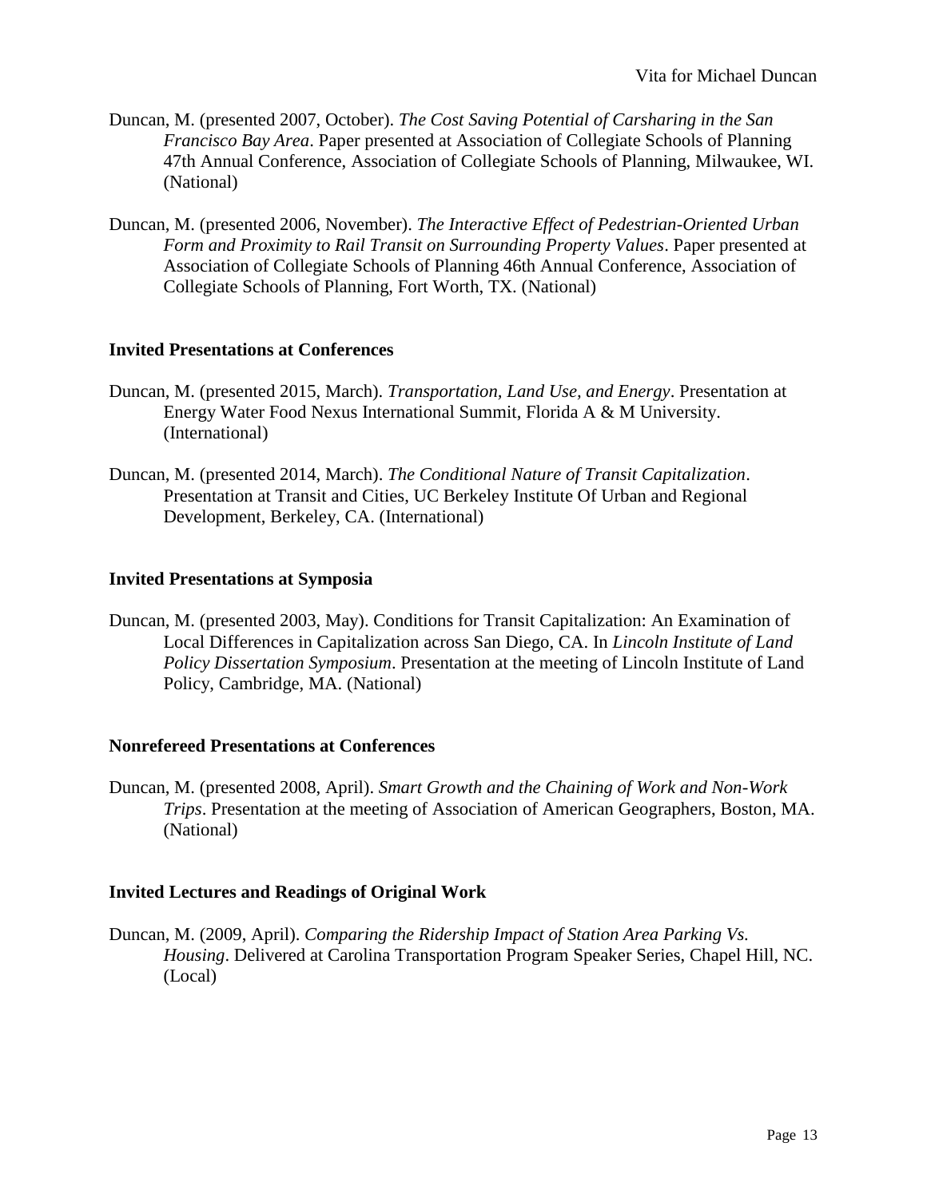Duncan, M. (presented 2007, October). *The Cost Saving Potential of Carsharing in the San Francisco Bay Area*. Paper presented at Association of Collegiate Schools of Planning 47th Annual Conference, Association of Collegiate Schools of Planning, Milwaukee, WI. (National)

Duncan, M. (presented 2006, November). *The Interactive Effect of Pedestrian-Oriented Urban Form and Proximity to Rail Transit on Surrounding Property Values*. Paper presented at Association of Collegiate Schools of Planning 46th Annual Conference, Association of Collegiate Schools of Planning, Fort Worth, TX. (National)

### Invited Presentations at Conferences

Duncan, M. (presented 2015, March). *Transportation, Land Use, and Energy*. Presentation at Energy Water Food Nexus International Summit, Florida A & M University. (International)

Duncan, M. (presented 2014, March). *The Conditional Nature of Transit Capitalization*. Presentation at Transit and Cities, UC Berkeley Institute Of Urban and Regional Development, Berkeley, CA. (International)

### Invited Presentations at Symposia

Duncan, M. (presented 2003, May). Conditions for Transit Capitalization: An Examination of Local Differences in Capitalization across San Diego, CA. In *Lincoln Institute of Land Policy Dissertation Symposium*. Presentation at the meeting of Lincoln Institute of Land Policy, Cambridge, MA. (National)

### Nonrefereed Presentations at Conferences

Duncan, M. (presented 2008, April). *Smart Growth and the Chaining of Work and Non-Work Trips*. Presentation at the meeting of Association of American Geographers, Boston, MA. (National)

### Invited Lectures and Readings of Original Work

Duncan, M. (2009, April). *Comparing the Ridership Impact of Station Area Parking Vs. Housing*. Delivered at Carolina Transportation Program Speaker Series, Chapel Hill, NC. (Local)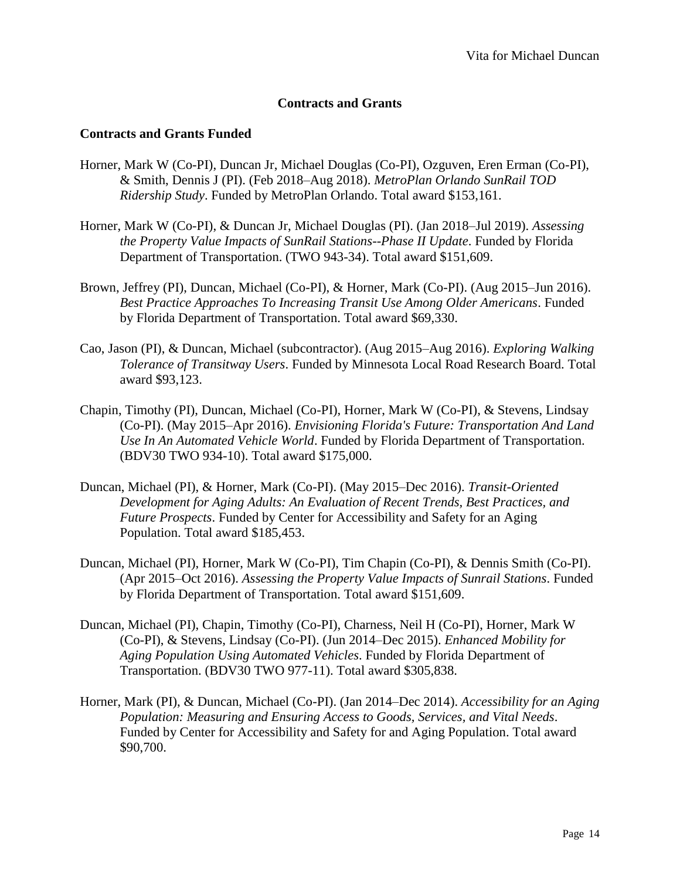## Contracts and Grants

### Contracts and Grants Funded

Horner, Mark W (Co-PI), Duncan Jr, Michael Douglas (Co-PI), Ozguven, Eren Erman (Co-PI), & Smith, Dennis J (PI). (Feb 2018–Aug 2018). *MetroPlan Orlando SunRail TOD Ridership Study*. Funded by MetroPlan Orlando. Total award $153,161.

Horner, Mark W (Co-PI), & Duncan Jr, Michael Douglas (PI). (Jan 2018–Jul 2019). *Assessing the Property Value Impacts of SunRail Stations--Phase II Update*. Funded by Florida Department of Transportation. (TWO 943-34). Total award $151,609.

Brown, Jeffrey (PI), Duncan, Michael (Co-PI), & Horner, Mark (Co-PI). (Aug 2015–Jun 2016). *Best Practice Approaches To Increasing Transit Use Among Older Americans*. Funded by Florida Department of Transportation. Total award $69,330.

Cao, Jason (PI), & Duncan, Michael (subcontractor). (Aug 2015–Aug 2016). *Exploring Walking Tolerance of Transitway Users*. Funded by Minnesota Local Road Research Board. Total award $93,123.

Chapin, Timothy (PI), Duncan, Michael (Co-PI), Horner, Mark W (Co-PI), & Stevens, Lindsay (Co-PI). (May 2015–Apr 2016). *Envisioning Florida's Future: Transportation And Land Use In An Automated Vehicle World*. Funded by Florida Department of Transportation. (BDV30 TWO 934-10). Total award $175,000.

Duncan, Michael (PI), & Horner, Mark (Co-PI). (May 2015–Dec 2016). *Transit-Oriented Development for Aging Adults: An Evaluation of Recent Trends, Best Practices, and Future Prospects*. Funded by Center for Accessibility and Safety for an Aging Population. Total award $185,453.

Duncan, Michael (PI), Horner, Mark W (Co-PI), Tim Chapin (Co-PI), & Dennis Smith (Co-PI). (Apr 2015–Oct 2016). *Assessing the Property Value Impacts of Sunrail Stations*. Funded by Florida Department of Transportation. Total award $151,609.

Duncan, Michael (PI), Chapin, Timothy (Co-PI), Charness, Neil H (Co-PI), Horner, Mark W (Co-PI), & Stevens, Lindsay (Co-PI). (Jun 2014–Dec 2015). *Enhanced Mobility for Aging Population Using Automated Vehicles*. Funded by Florida Department of Transportation. (BDV30 TWO 977-11). Total award $305,838.

Horner, Mark (PI), & Duncan, Michael (Co-PI). (Jan 2014–Dec 2014). *Accessibility for an Aging Population: Measuring and Ensuring Access to Goods, Services, and Vital Needs*. Funded by Center for Accessibility and Safety for and Aging Population. Total award $90,700.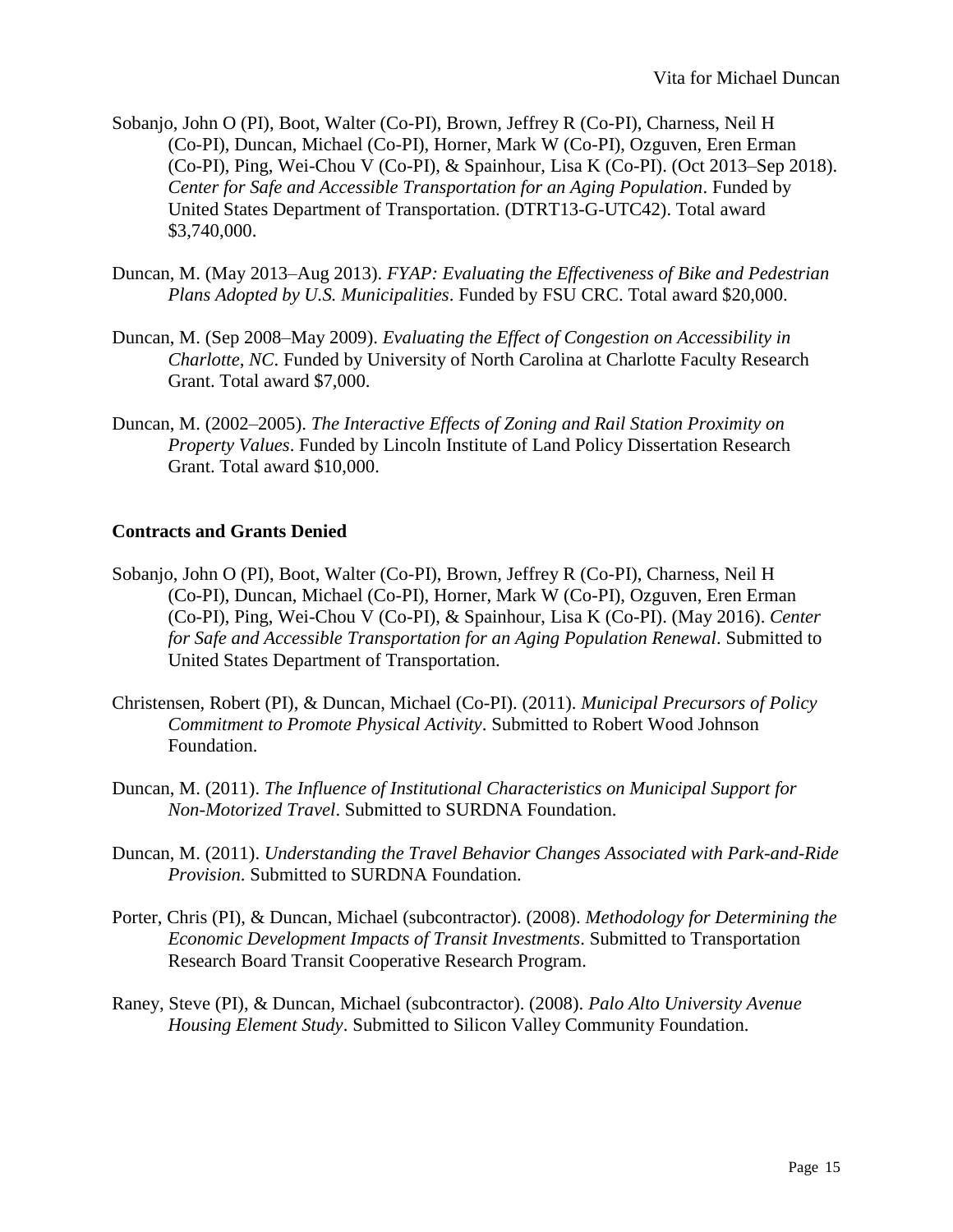Sobanjo, John O (PI), Boot, Walter (Co-PI), Brown, Jeffrey R (Co-PI), Charness, Neil H (Co-PI), Duncan, Michael (Co-PI), Horner, Mark W (Co-PI), Ozguven, Eren Erman (Co-PI), Ping, Wei-Chou V (Co-PI), & Spainhour, Lisa K (Co-PI). (Oct 2013–Sep 2018). *Center for Safe and Accessible Transportation for an Aging Population*. Funded by United States Department of Transportation. (DTRT13-G-UTC42). Total award $3,740,000.

Duncan, M. (May 2013–Aug 2013). *FYAP: Evaluating the Effectiveness of Bike and Pedestrian Plans Adopted by U.S. Municipalities*. Funded by FSU CRC. Total award $20,000.

Duncan, M. (Sep 2008–May 2009). *Evaluating the Effect of Congestion on Accessibility in Charlotte, NC*. Funded by University of North Carolina at Charlotte Faculty Research Grant. Total award $7,000.

Duncan, M. (2002–2005). *The Interactive Effects of Zoning and Rail Station Proximity on Property Values*. Funded by Lincoln Institute of Land Policy Dissertation Research Grant. Total award $10,000.

**Contracts and Grants Denied**

Sobanjo, John O (PI), Boot, Walter (Co-PI), Brown, Jeffrey R (Co-PI), Charness, Neil H (Co-PI), Duncan, Michael (Co-PI), Horner, Mark W (Co-PI), Ozguven, Eren Erman (Co-PI), Ping, Wei-Chou V (Co-PI), & Spainhour, Lisa K (Co-PI). (May 2016). *Center for Safe and Accessible Transportation for an Aging Population Renewal*. Submitted to United States Department of Transportation.

Christensen, Robert (PI), & Duncan, Michael (Co-PI). (2011). *Municipal Precursors of Policy Commitment to Promote Physical Activity*. Submitted to Robert Wood Johnson Foundation.

Duncan, M. (2011). *The Influence of Institutional Characteristics on Municipal Support for Non-Motorized Travel*. Submitted to SURDNA Foundation.

Duncan, M. (2011). *Understanding the Travel Behavior Changes Associated with Park-and-Ride Provision.* Submitted to SURDNA Foundation.

Porter, Chris (PI), & Duncan, Michael (subcontractor). (2008). *Methodology for Determining the Economic Development Impacts of Transit Investments*. Submitted to Transportation Research Board Transit Cooperative Research Program.

Raney, Steve (PI), & Duncan, Michael (subcontractor). (2008). *Palo Alto University Avenue Housing Element Study*. Submitted to Silicon Valley Community Foundation.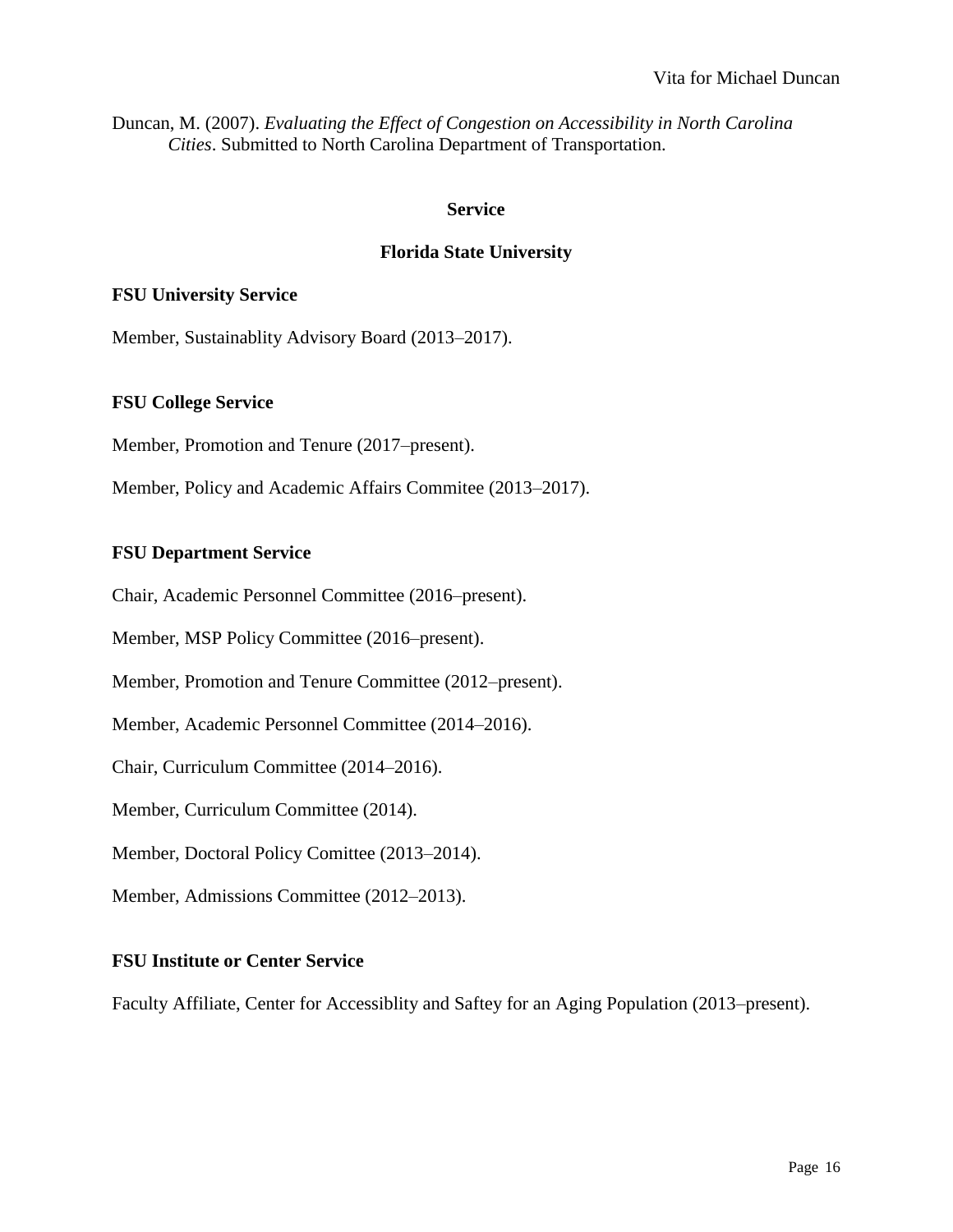Duncan, M. (2007). *Evaluating the Effect of Congestion on Accessibility in North Carolina Cities*. Submitted to North Carolina Department of Transportation.

## Service

### Florida State University

#### FSU University Service

Member, Sustainablity Advisory Board (2013–2017).

#### FSU College Service

Member, Promotion and Tenure (2017–present).

Member, Policy and Academic Affairs Commitee (2013–2017).

#### FSU Department Service

Chair, Academic Personnel Committee (2016–present).

Member, MSP Policy Committee (2016–present).

Member, Promotion and Tenure Committee (2012–present).

Member, Academic Personnel Committee (2014–2016).

Chair, Curriculum Committee (2014–2016).

Member, Curriculum Committee (2014).

Member, Doctoral Policy Comittee (2013–2014).

Member, Admissions Committee (2012–2013).

#### FSU Institute or Center Service

Faculty Affiliate, Center for Accessiblity and Saftey for an Aging Population (2013–present).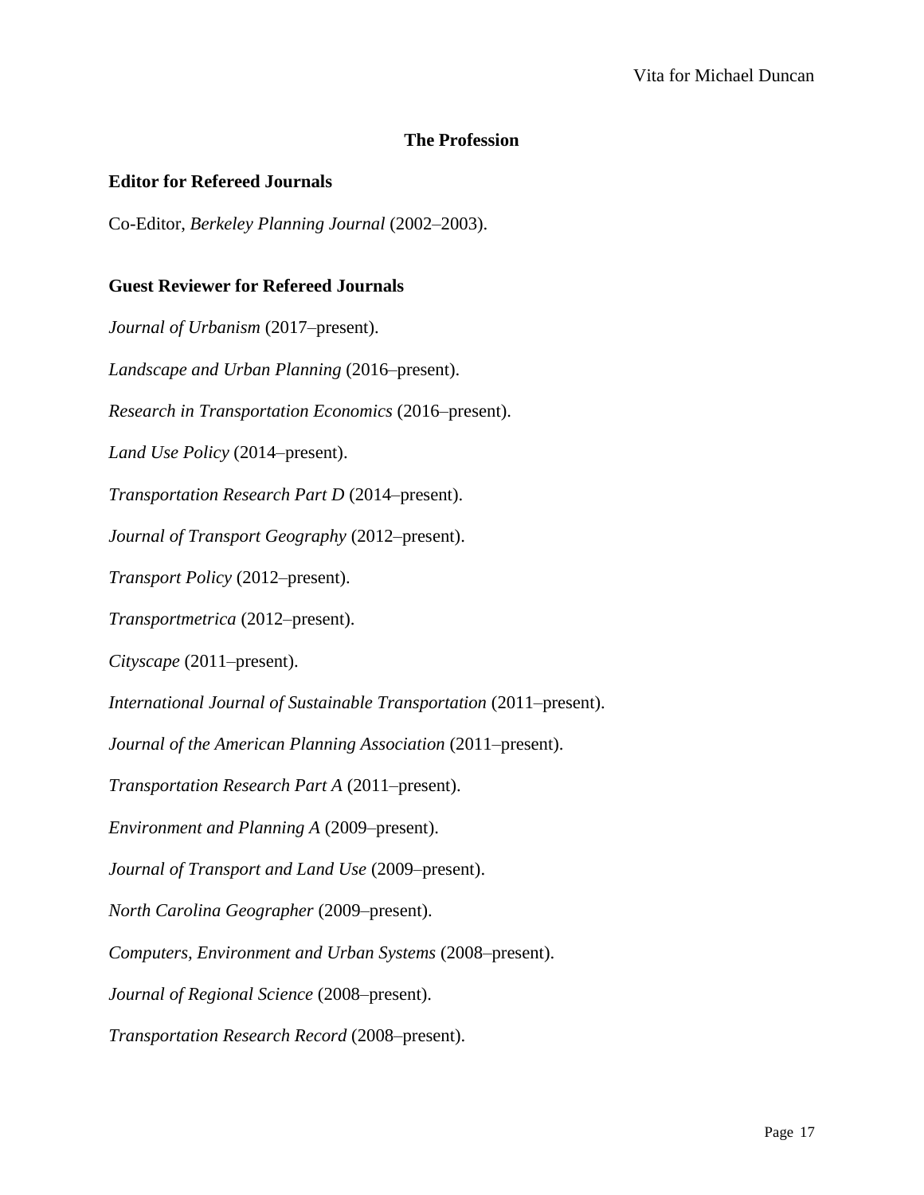## The Profession

### Editor for Refereed Journals

Co-Editor, *Berkeley Planning Journal* (2002–2003).

### Guest Reviewer for Refereed Journals

*Journal of Urbanism* (2017–present).

*Landscape and Urban Planning* (2016–present).

*Research in Transportation Economics* (2016–present).

*Land Use Policy* (2014–present).

*Transportation Research Part D* (2014–present).

*Journal of Transport Geography* (2012–present).

*Transport Policy* (2012–present).

*Transportmetrica* (2012–present).

*Cityscape* (2011–present).

*International Journal of Sustainable Transportation* (2011–present).

*Journal of the American Planning Association* (2011–present).

*Transportation Research Part A* (2011–present).

*Environment and Planning A* (2009–present).

*Journal of Transport and Land Use* (2009–present).

*North Carolina Geographer* (2009–present).

*Computers, Environment and Urban Systems* (2008–present).

*Journal of Regional Science* (2008–present).

*Transportation Research Record* (2008–present).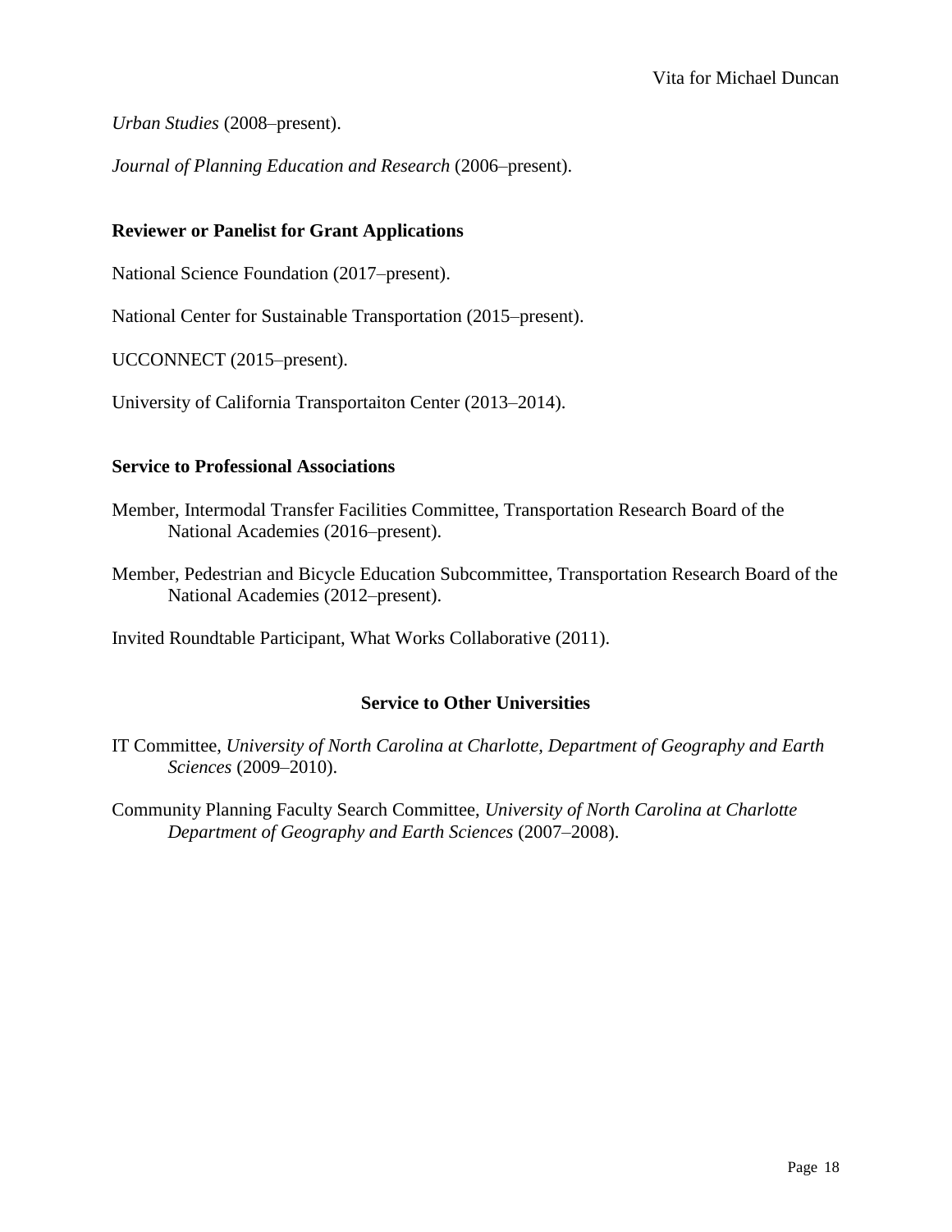*Urban Studies* (2008–present).

*Journal of Planning Education and Research* (2006–present).

### Reviewer or Panelist for Grant Applications

National Science Foundation (2017–present).

National Center for Sustainable Transportation (2015–present).

UCCONNECT (2015–present).

University of California Transportaiton Center (2013–2014).

### Service to Professional Associations

Member, Intermodal Transfer Facilities Committee, Transportation Research Board of the National Academies (2016–present).

Member, Pedestrian and Bicycle Education Subcommittee, Transportation Research Board of the National Academies (2012–present).

Invited Roundtable Participant, What Works Collaborative (2011).

## Service to Other Universities

IT Committee, *University of North Carolina at Charlotte, Department of Geography and Earth Sciences* (2009–2010).

Community Planning Faculty Search Committee, *University of North Carolina at Charlotte Department of Geography and Earth Sciences* (2007–2008).